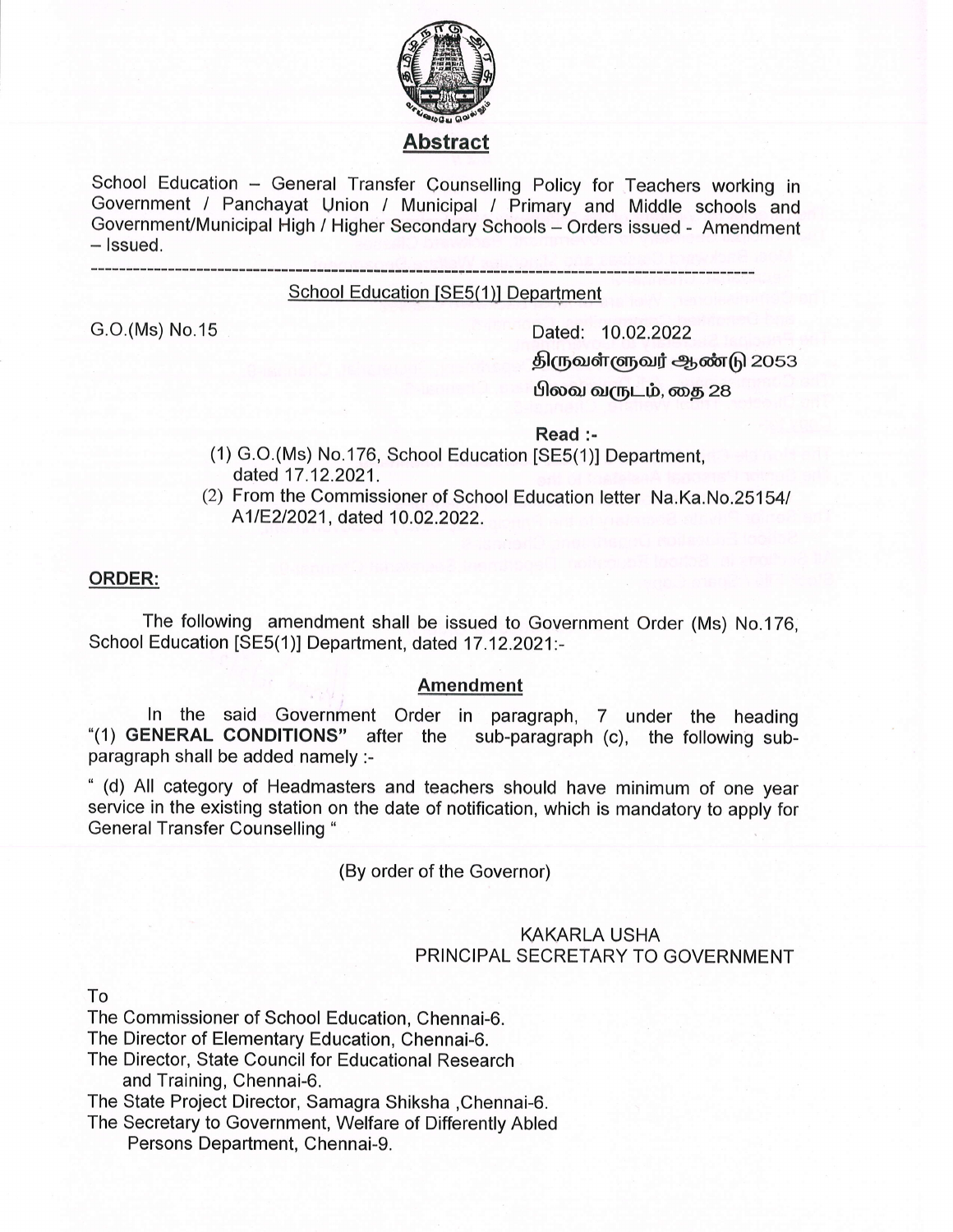# Abstract

School Education – General Transfer Counselling Policy for Teachers working in Government / Panchayat Union / Municipal / Primary and Middle schools and Government/Municipal High / Higher Secondary Schools – Orders issued - Amendment – Issued.

---

School Education [SE5(1)] Department

G.O.(Ms) No.15

Dated: 10.02.2022
திருவள்ளுவர் ஆண்டு 2053
பிலவ வருடம், தை 28

**Read :-**

(1) G.O.(Ms) No.176, School Education [SE5(1)] Department, dated 17.12.2021.
(2) From the Commissioner of School Education letter Na.Ka.No.25154/ A1/E2/2021, dated 10.02.2022.

**ORDER:**

The following amendment shall be issued to Government Order (Ms) No.176, School Education [SE5(1)] Department, dated 17.12.2021:-

**Amendment**

In the said Government Order in paragraph, 7 under the heading "(1) **GENERAL CONDITIONS**" after the sub-paragraph (c), the following sub-paragraph shall be added namely :-

" (d) All category of Headmasters and teachers should have minimum of one year service in the existing station on the date of notification, which is mandatory to apply for General Transfer Counselling "

(By order of the Governor)

KAKARLA USHA
PRINCIPAL SECRETARY TO GOVERNMENT

To
The Commissioner of School Education, Chennai-6.
The Director of Elementary Education, Chennai-6.
The Director, State Council for Educational Research and Training, Chennai-6.
The State Project Director, Samagra Shiksha ,Chennai-6.
The Secretary to Government, Welfare of Differently Abled Persons Department, Chennai-9.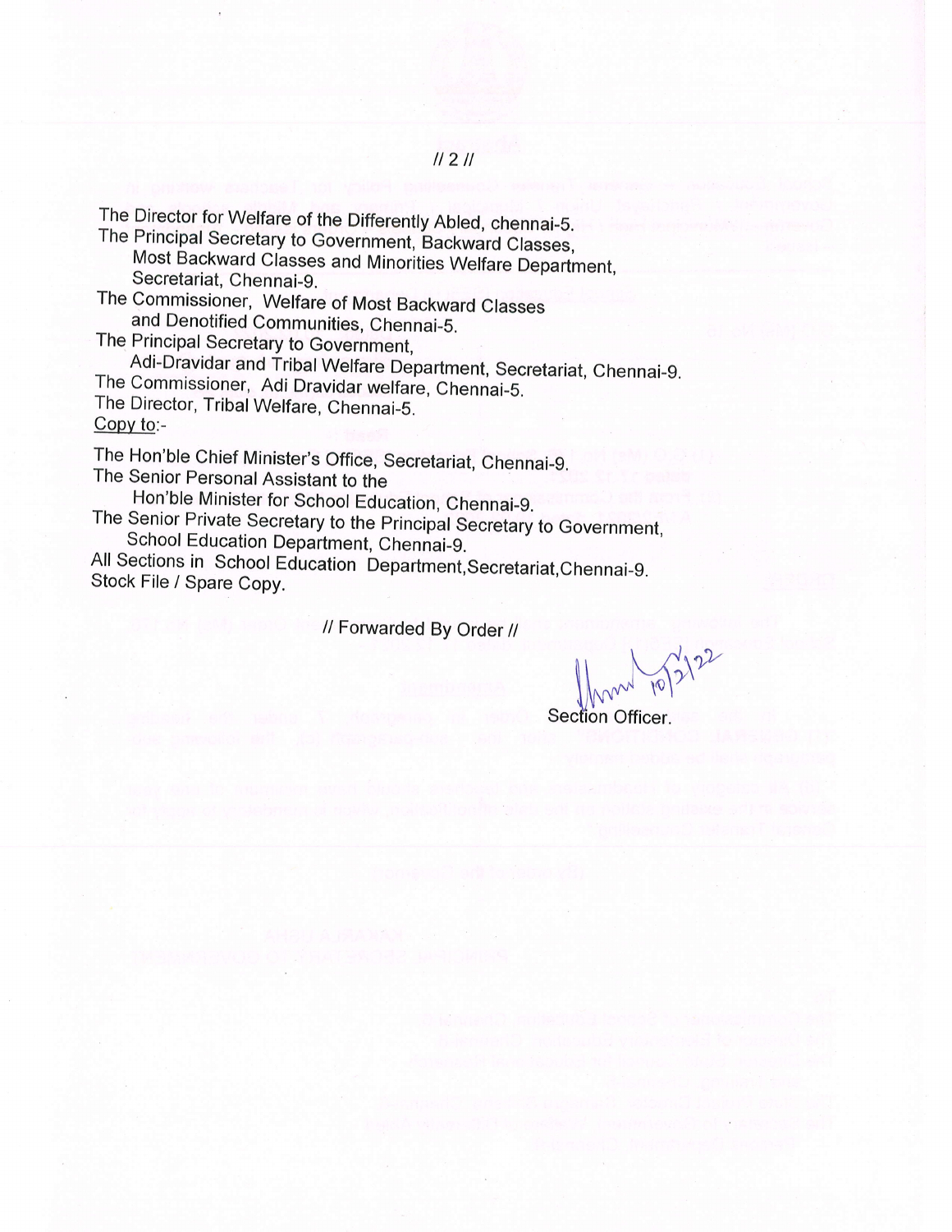// 2 //

The Director for Welfare of the Differently Abled, chennai-5.
The Principal Secretary to Government, Backward Classes,
Most Backward Classes and Minorities Welfare Department,
Secretariat, Chennai-9.
The Commissioner, Welfare of Most Backward Classes
and Denotified Communities, Chennai-5.
The Principal Secretary to Government,
Adi-Dravidar and Tribal Welfare Department, Secretariat, Chennai-9.
The Commissioner, Adi Dravidar welfare, Chennai-5.
The Director, Tribal Welfare, Chennai-5.

Copy to:-

The Hon'ble Chief Minister's Office, Secretariat, Chennai-9.
The Senior Personal Assistant to the
Hon'ble Minister for School Education, Chennai-9.
The Senior Private Secretary to the Principal Secretary to Government,
School Education Department, Chennai-9.
All Sections in School Education Department,Secretariat,Chennai-9.
Stock File / Spare Copy.

// Forwarded By Order //

10/2/22

Section Officer.